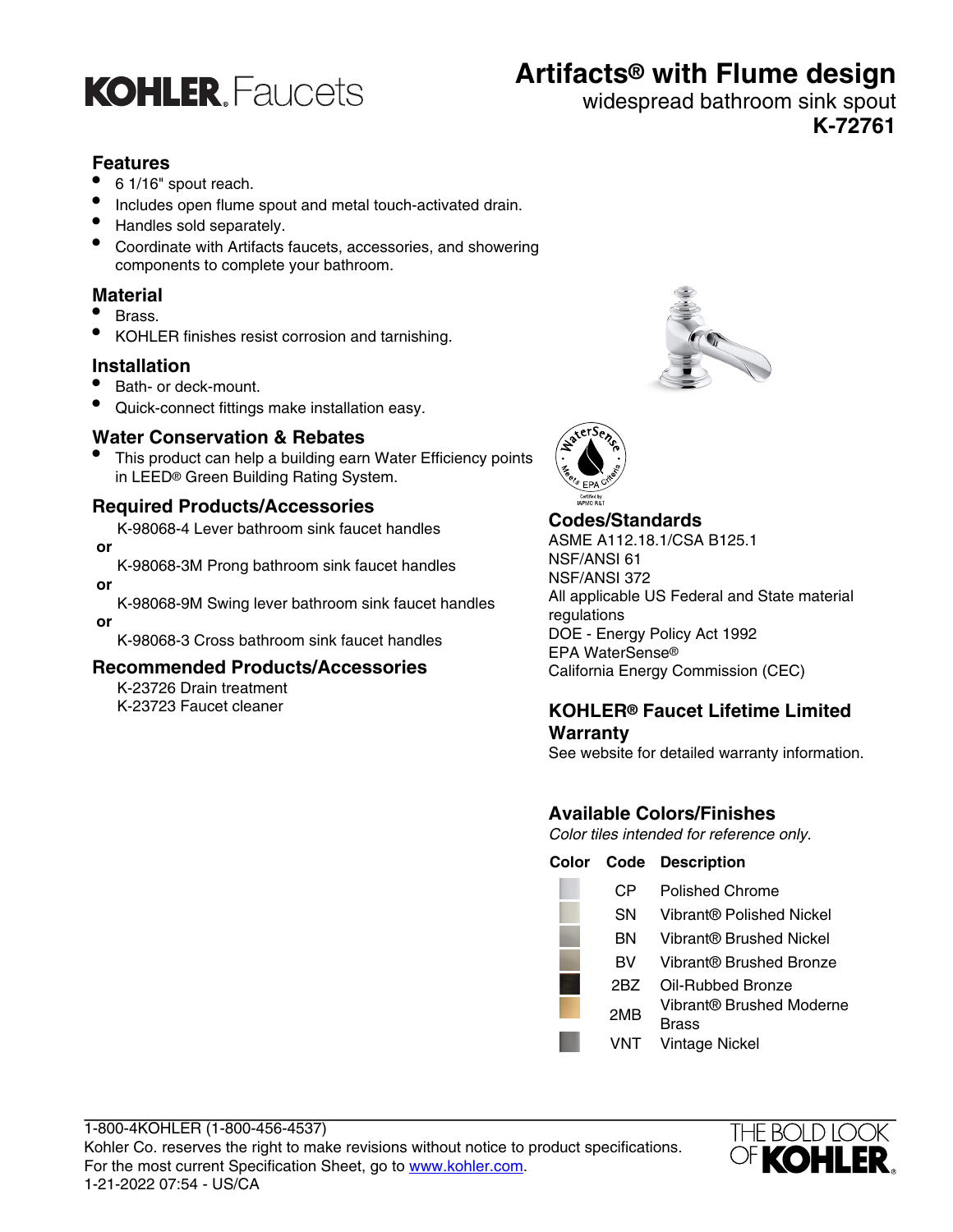# KOHLER. Faucets

# Artifacts® with Flume design

widespread bathroom sink spout

**K-72761**

## Features

- 6 1/16" spout reach.
- Includes open flume spout and metal touch-activated drain.
- Handles sold separately.
- Coordinate with Artifacts faucets, accessories, and showering components to complete your bathroom.

## Material

- Brass.
- KOHLER finishes resist corrosion and tarnishing.

## Installation

- Bath- or deck-mount.
- Quick-connect fittings make installation easy.

## Water Conservation & Rebates

- This product can help a building earn Water Efficiency points in LEED® Green Building Rating System.

## Required Products/Accessories

K-98068-4 Lever bathroom sink faucet handles

**or**

K-98068-3M Prong bathroom sink faucet handles

**or**

K-98068-9M Swing lever bathroom sink faucet handles

**or**

K-98068-3 Cross bathroom sink faucet handles

## Recommended Products/Accessories

K-23726 Drain treatment
K-23723 Faucet cleaner

## Codes/Standards

ASME A112.18.1/CSA B125.1
NSF/ANSI 61
NSF/ANSI 372
All applicable US Federal and State material regulations
DOE - Energy Policy Act 1992
EPA WaterSense®
California Energy Commission (CEC)

## KOHLER® Faucet Lifetime Limited Warranty

See website for detailed warranty information.

## Available Colors/Finishes

*Color tiles intended for reference only.*

| Color | Code | Description |
|---|---|---|
| | CP | Polished Chrome |
| | SN | Vibrant® Polished Nickel |
| | BN | Vibrant® Brushed Nickel |
| | BV | Vibrant® Brushed Bronze |
| | 2BZ | Oil-Rubbed Bronze |
| | 2MB | Vibrant® Brushed Moderne Brass |
| | VNT | Vintage Nickel |

1-800-4KOHLER (1-800-456-4537)
Kohler Co. reserves the right to make revisions without notice to product specifications.
For the most current Specification Sheet, go to www.kohler.com.
1-21-2022 07:54 - US/CA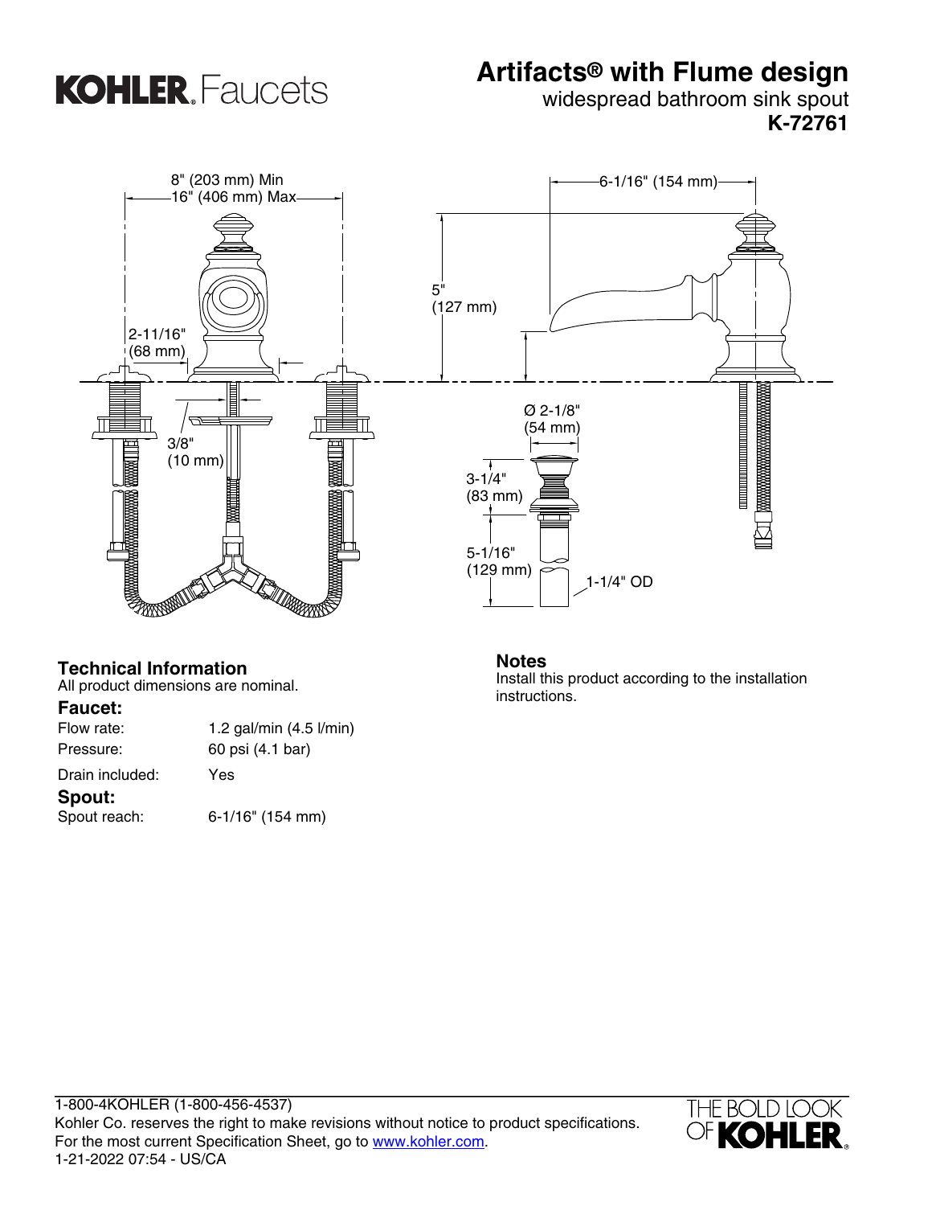# KOHLER. Faucets

## Artifacts® with Flume design

widespread bathroom sink spout

**K-72761**

8" (203 mm) Min
16" (406 mm) Max
2-11/16"
(68 mm)
3/8"
(10 mm)
6-1/16" (154 mm)
5"
(127 mm)
Ø 2-1/8"
(54 mm)
3-1/4"
(83 mm)
5-1/16"
(129 mm)
1-1/4" OD

## Technical Information

All product dimensions are nominal.

### Faucet:

| | |
|---|---|
| Flow rate: | 1.2 gal/min (4.5 l/min) |
| Pressure: | 60 psi (4.1 bar) |
| Drain included: | Yes |

### Spout:

| | |
|---|---|
| Spout reach: | 6-1/16" (154 mm) |

## Notes

Install this product according to the installation instructions.

1-800-4KOHLER (1-800-456-4537)
Kohler Co. reserves the right to make revisions without notice to product specifications.
For the most current Specification Sheet, go to www.kohler.com.
1-21-2022 07:54 - US/CA

THE BOLD LOOK OF KOHLER.